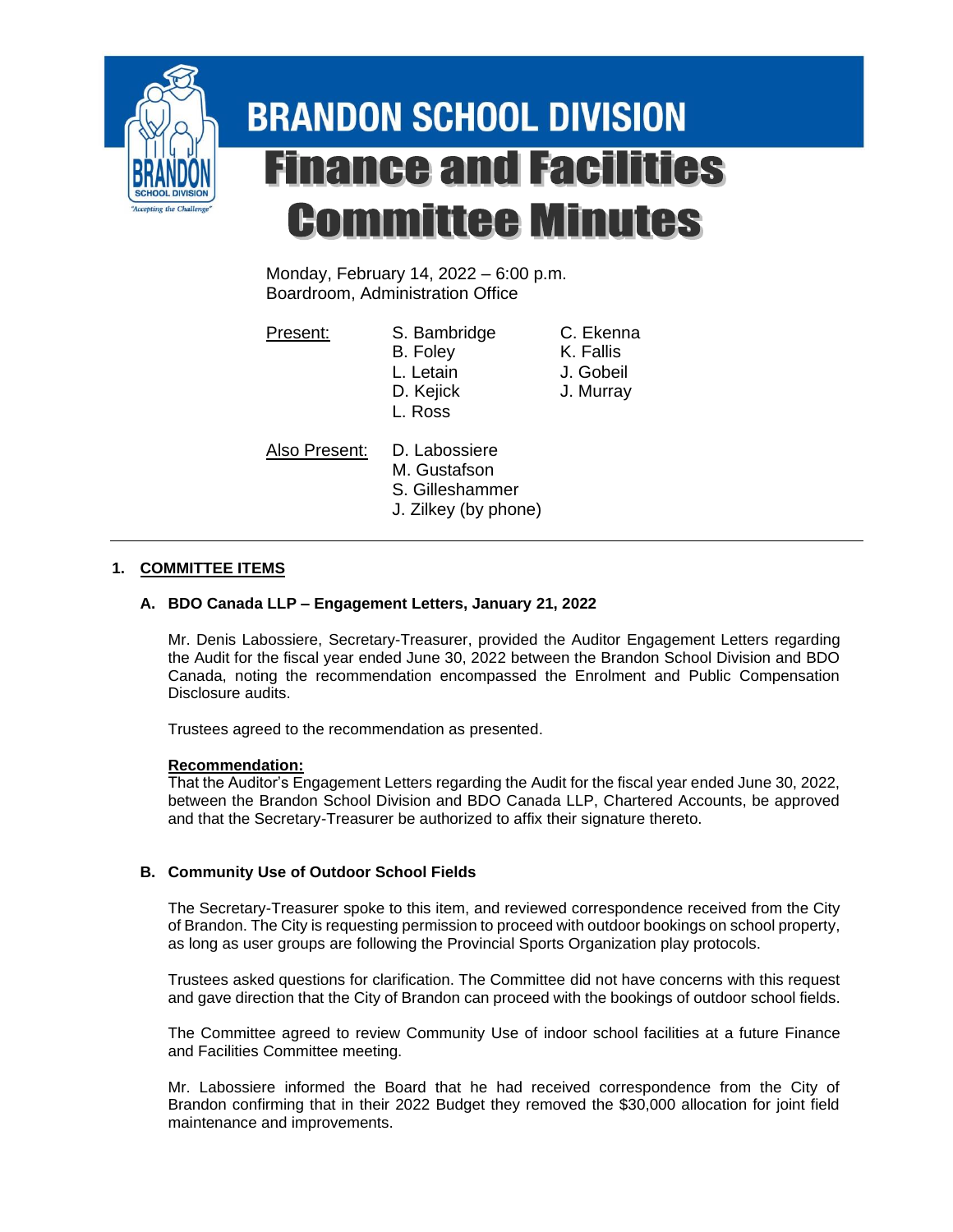# BRANDON SCHOOL DIVISION

# Finance and Facilities Committee Minutes

Monday, February 14, 2022 – 6:00 p.m.
Boardroom, Administration Office

| Present: | S. Bambridge | C. Ekenna |
|---|---|---|
| | B. Foley | K. Fallis |
| | L. Letain | J. Gobeil |
| | D. Kejick | J. Murray |
| | L. Ross | |

| Also Present: | D. Labossiere |
|---|---|
| | M. Gustafson |
| | S. Gilleshammer |
| | J. Zilkey (by phone) |

---

## 1. COMMITTEE ITEMS

### A. BDO Canada LLP – Engagement Letters, January 21, 2022

Mr. Denis Labossiere, Secretary-Treasurer, provided the Auditor Engagement Letters regarding the Audit for the fiscal year ended June 30, 2022 between the Brandon School Division and BDO Canada, noting the recommendation encompassed the Enrolment and Public Compensation Disclosure audits.

Trustees agreed to the recommendation as presented.

**Recommendation:**
That the Auditor's Engagement Letters regarding the Audit for the fiscal year ended June 30, 2022, between the Brandon School Division and BDO Canada LLP, Chartered Accounts, be approved and that the Secretary-Treasurer be authorized to affix their signature thereto.

### B. Community Use of Outdoor School Fields

The Secretary-Treasurer spoke to this item, and reviewed correspondence received from the City of Brandon. The City is requesting permission to proceed with outdoor bookings on school property, as long as user groups are following the Provincial Sports Organization play protocols.

Trustees asked questions for clarification. The Committee did not have concerns with this request and gave direction that the City of Brandon can proceed with the bookings of outdoor school fields.

The Committee agreed to review Community Use of indoor school facilities at a future Finance and Facilities Committee meeting.

Mr. Labossiere informed the Board that he had received correspondence from the City of Brandon confirming that in their 2022 Budget they removed the $30,000 allocation for joint field maintenance and improvements.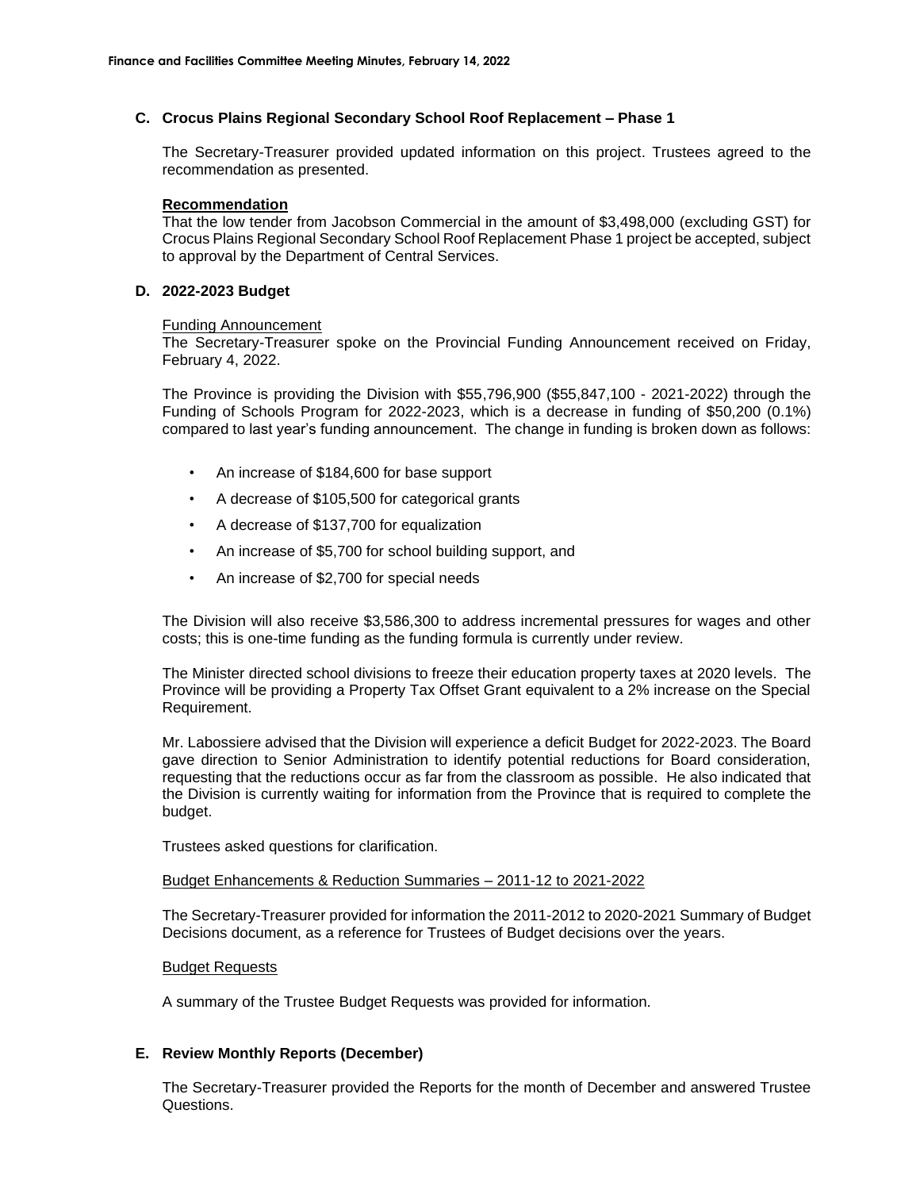### C. Crocus Plains Regional Secondary School Roof Replacement – Phase 1

The Secretary-Treasurer provided updated information on this project. Trustees agreed to the recommendation as presented.

**Recommendation**

That the low tender from Jacobson Commercial in the amount of $3,498,000 (excluding GST) for Crocus Plains Regional Secondary School Roof Replacement Phase 1 project be accepted, subject to approval by the Department of Central Services.

### D. 2022-2023 Budget

Funding Announcement

The Secretary-Treasurer spoke on the Provincial Funding Announcement received on Friday, February 4, 2022.

The Province is providing the Division with $55,796,900 ($55,847,100 - 2021-2022) through the Funding of Schools Program for 2022-2023, which is a decrease in funding of $50,200 (0.1%) compared to last year's funding announcement. The change in funding is broken down as follows:

- An increase of $184,600 for base support
- A decrease of $105,500 for categorical grants
- A decrease of $137,700 for equalization
- An increase of $5,700 for school building support, and
- An increase of $2,700 for special needs

The Division will also receive $3,586,300 to address incremental pressures for wages and other costs; this is one-time funding as the funding formula is currently under review.

The Minister directed school divisions to freeze their education property taxes at 2020 levels. The Province will be providing a Property Tax Offset Grant equivalent to a 2% increase on the Special Requirement.

Mr. Labossiere advised that the Division will experience a deficit Budget for 2022-2023. The Board gave direction to Senior Administration to identify potential reductions for Board consideration, requesting that the reductions occur as far from the classroom as possible. He also indicated that the Division is currently waiting for information from the Province that is required to complete the budget.

Trustees asked questions for clarification.

Budget Enhancements & Reduction Summaries – 2011-12 to 2021-2022

The Secretary-Treasurer provided for information the 2011-2012 to 2020-2021 Summary of Budget Decisions document, as a reference for Trustees of Budget decisions over the years.

Budget Requests

A summary of the Trustee Budget Requests was provided for information.

### E. Review Monthly Reports (December)

The Secretary-Treasurer provided the Reports for the month of December and answered Trustee Questions.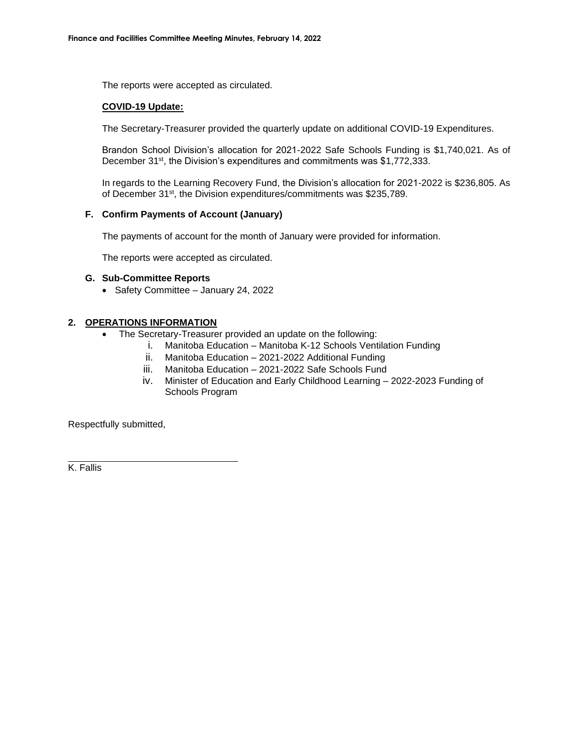The reports were accepted as circulated.

**COVID-19 Update:**

The Secretary-Treasurer provided the quarterly update on additional COVID-19 Expenditures.

Brandon School Division's allocation for 2021-2022 Safe Schools Funding is $1,740,021. As of December 31st, the Division's expenditures and commitments was $1,772,333.

In regards to the Learning Recovery Fund, the Division's allocation for 2021-2022 is $236,805. As of December 31st, the Division expenditures/commitments was $235,789.

### F. Confirm Payments of Account (January)

The payments of account for the month of January were provided for information.

The reports were accepted as circulated.

### G. Sub-Committee Reports

- Safety Committee – January 24, 2022

## 2. OPERATIONS INFORMATION

- The Secretary-Treasurer provided an update on the following:
  - i. Manitoba Education – Manitoba K-12 Schools Ventilation Funding
  - ii. Manitoba Education – 2021-2022 Additional Funding
  - iii. Manitoba Education – 2021-2022 Safe Schools Fund
  - iv. Minister of Education and Early Childhood Learning – 2022-2023 Funding of Schools Program

Respectfully submitted,

K. Fallis